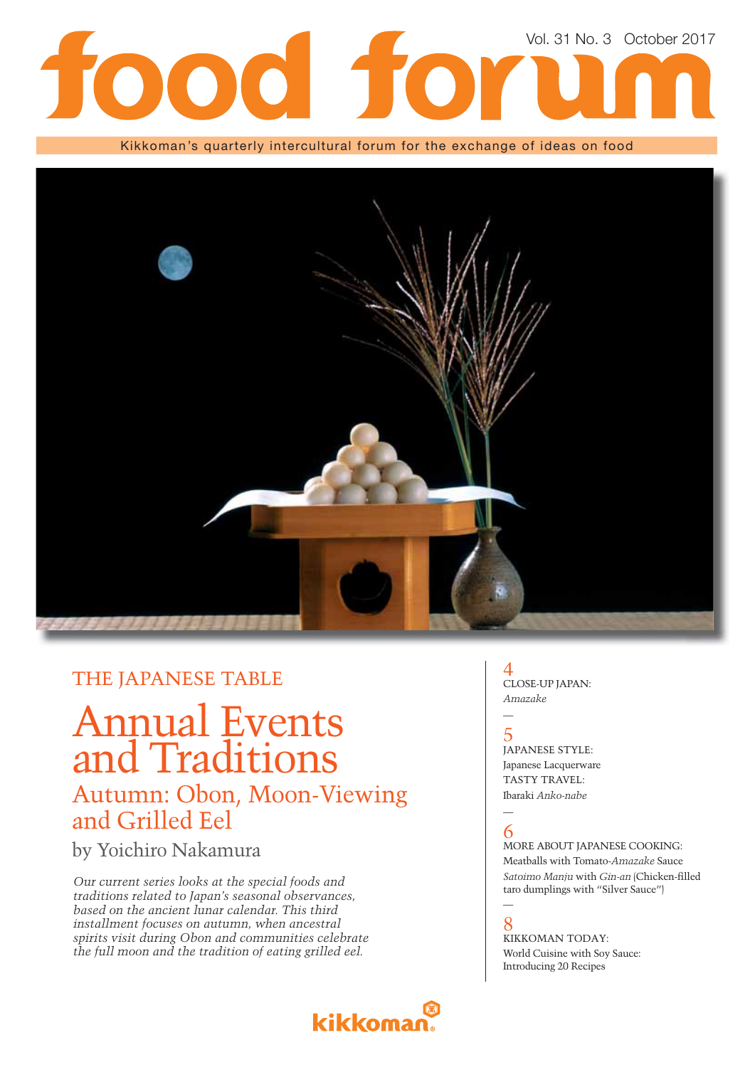# food forum

Vol. 31 No. 3 October 2017

Kikkoman's quarterly intercultural forum for the exchange of ideas on food

THE JAPANESE TABLE

# Annual Events and Traditions

## Autumn: Obon, Moon-Viewing and Grilled Eel

by Yoichiro Nakamura

*Our current series looks at the special foods and traditions related to Japan's seasonal observances, based on the ancient lunar calendar. This third installment focuses on autumn, when ancestral spirits visit during Obon and communities celebrate the full moon and the tradition of eating grilled eel.*

4
CLOSE-UP JAPAN:
*Amazake*

—

5
JAPANESE STYLE:
Japanese Lacquerware
TASTY TRAVEL:
Ibaraki *Anko-nabe*

—

6
MORE ABOUT JAPANESE COOKING:
Meatballs with Tomato-*Amazake* Sauce
*Satoimo Manju* with *Gin-an* (Chicken-filled taro dumplings with "Silver Sauce")

—

8
KIKKOMAN TODAY:
World Cuisine with Soy Sauce:
Introducing 20 Recipes

kikkoman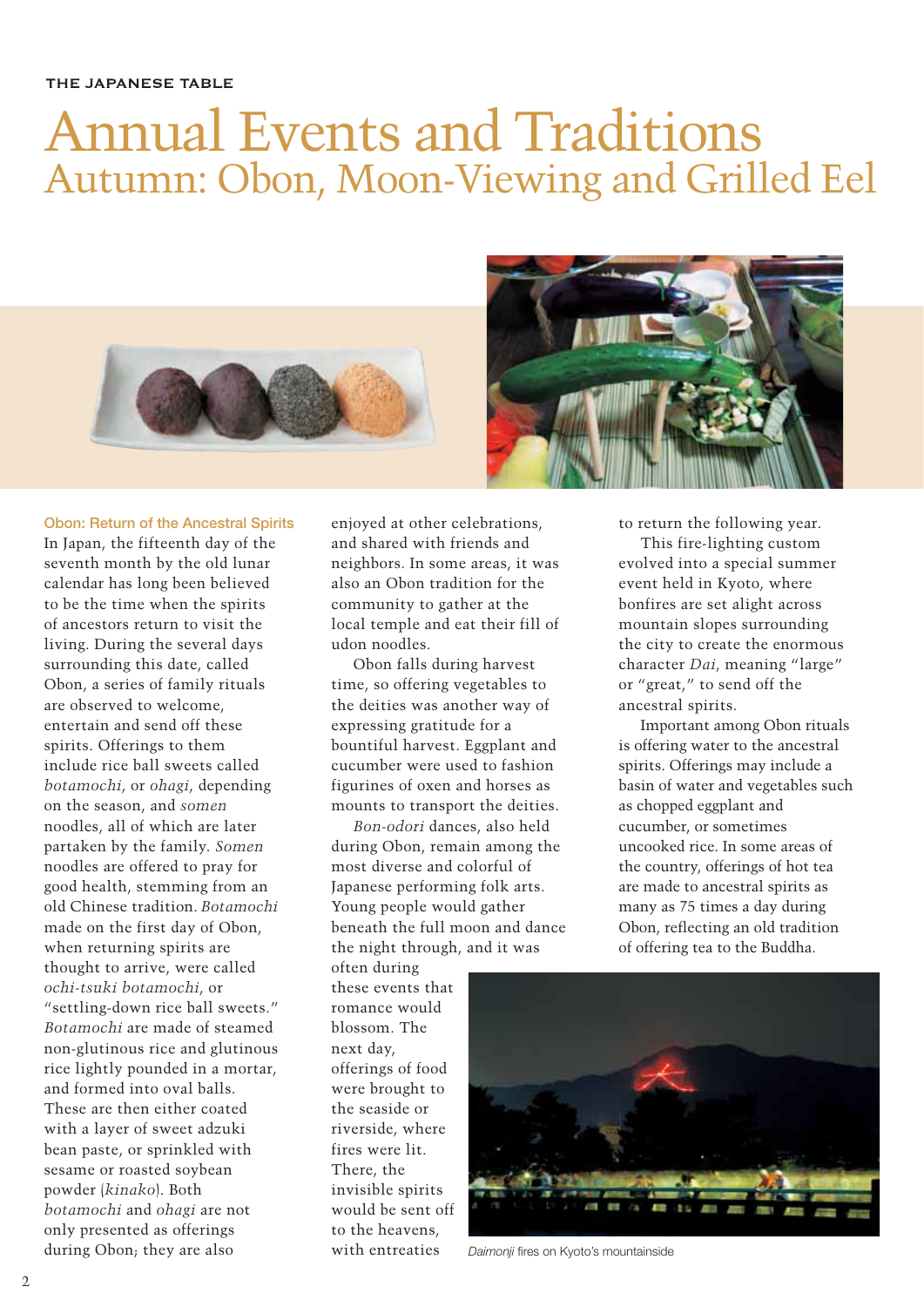# Annual Events and Traditions

## Autumn: Obon, Moon-Viewing and Grilled Eel

### Obon: Return of the Ancestral Spirits

In Japan, the fifteenth day of the seventh month by the old lunar calendar has long been believed to be the time when the spirits of ancestors return to visit the living. During the several days surrounding this date, called Obon, a series of family rituals are observed to welcome, entertain and send off these spirits. Offerings to them include rice ball sweets called *botamochi*, or *ohagi*, depending on the season, and *somen* noodles, all of which are later partaken by the family. *Somen* noodles are offered to pray for good health, stemming from an old Chinese tradition. *Botamochi* made on the first day of Obon, when returning spirits are thought to arrive, were called *ochi-tsuki botamochi*, or "settling-down rice ball sweets." *Botamochi* are made of steamed non-glutinous rice and glutinous rice lightly pounded in a mortar, and formed into oval balls. These are then either coated with a layer of sweet adzuki bean paste, or sprinkled with sesame or roasted soybean powder (*kinako*). Both *botamochi* and *ohagi* are not only presented as offerings during Obon; they are also enjoyed at other celebrations, and shared with friends and neighbors. In some areas, it was also an Obon tradition for the community to gather at the local temple and eat their fill of udon noodles.

Obon falls during harvest time, so offering vegetables to the deities was another way of expressing gratitude for a bountiful harvest. Eggplant and cucumber were used to fashion figurines of oxen and horses as mounts to transport the deities.

*Bon-odori* dances, also held during Obon, remain among the most diverse and colorful of Japanese performing folk arts. Young people would gather beneath the full moon and dance the night through, and it was often during these events that romance would blossom. The next day, offerings of food were brought to the seaside or riverside, where fires were lit. There, the invisible spirits would be sent off to the heavens, with entreaties to return the following year.

This fire-lighting custom evolved into a special summer event held in Kyoto, where bonfires are set alight across mountain slopes surrounding the city to create the enormous character *Dai*, meaning "large" or "great," to send off the ancestral spirits.

Important among Obon rituals is offering water to the ancestral spirits. Offerings may include a basin of water and vegetables such as chopped eggplant and cucumber, or sometimes uncooked rice. In some areas of the country, offerings of hot tea are made to ancestral spirits as many as 75 times a day during Obon, reflecting an old tradition of offering tea to the Buddha.

*Daimonji* fires on Kyoto's mountainside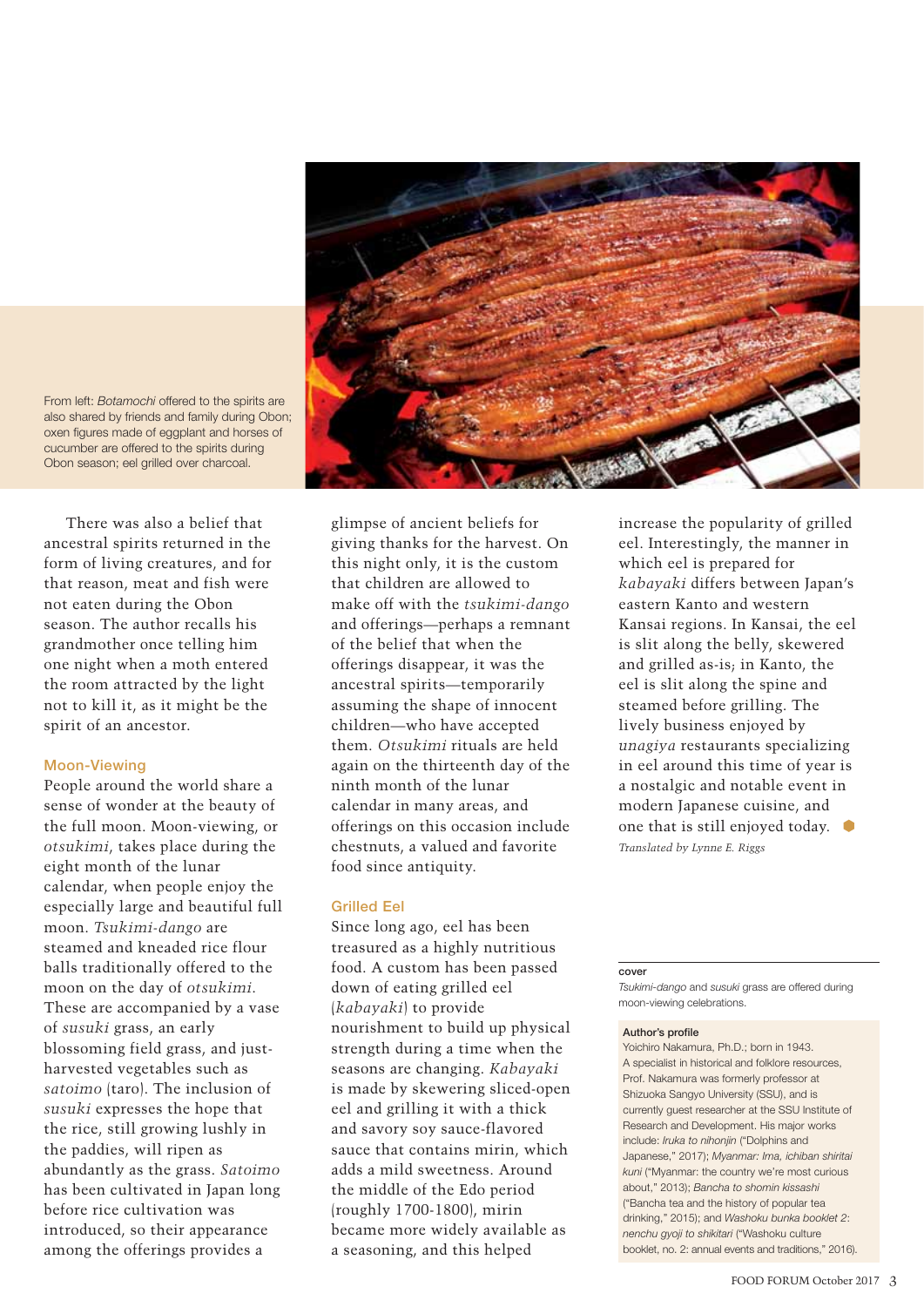From left: *Botamochi* offered to the spirits are also shared by friends and family during Obon; oxen figures made of eggplant and horses of cucumber are offered to the spirits during Obon season; eel grilled over charcoal.

There was also a belief that ancestral spirits returned in the form of living creatures, and for that reason, meat and fish were not eaten during the Obon season. The author recalls his grandmother once telling him one night when a moth entered the room attracted by the light not to kill it, as it might be the spirit of an ancestor.

## Moon-Viewing

People around the world share a sense of wonder at the beauty of the full moon. Moon-viewing, or *otsukimi*, takes place during the eight month of the lunar calendar, when people enjoy the especially large and beautiful full moon. *Tsukimi-dango* are steamed and kneaded rice flour balls traditionally offered to the moon on the day of *otsukimi*. These are accompanied by a vase of *susuki* grass, an early blossoming field grass, and just-harvested vegetables such as *satoimo* (taro). The inclusion of *susuki* expresses the hope that the rice, still growing lushly in the paddies, will ripen as abundantly as the grass. *Satoimo* has been cultivated in Japan long before rice cultivation was introduced, so their appearance among the offerings provides a glimpse of ancient beliefs for giving thanks for the harvest. On this night only, it is the custom that children are allowed to make off with the *tsukimi-dango* and offerings—perhaps a remnant of the belief that when the offerings disappear, it was the ancestral spirits—temporarily assuming the shape of innocent children—who have accepted them. *Otsukimi* rituals are held again on the thirteenth day of the ninth month of the lunar calendar in many areas, and offerings on this occasion include chestnuts, a valued and favorite food since antiquity.

## Grilled Eel

Since long ago, eel has been treasured as a highly nutritious food. A custom has been passed down of eating grilled eel (*kabayaki*) to provide nourishment to build up physical strength during a time when the seasons are changing. *Kabayaki* is made by skewering sliced-open eel and grilling it with a thick and savory soy sauce-flavored sauce that contains mirin, which adds a mild sweetness. Around the middle of the Edo period (roughly 1700-1800), mirin became more widely available as a seasoning, and this helped increase the popularity of grilled eel. Interestingly, the manner in which eel is prepared for *kabayaki* differs between Japan's eastern Kanto and western Kansai regions. In Kansai, the eel is slit along the belly, skewered and grilled as-is; in Kanto, the eel is slit along the spine and steamed before grilling. The lively business enjoyed by *unagiya* restaurants specializing in eel around this time of year is a nostalgic and notable event in modern Japanese cuisine, and one that is still enjoyed today.

*Translated by Lynne E. Riggs*

**cover**

*Tsukimi-dango* and *susuki* grass are offered during moon-viewing celebrations.

**Author's profile**

Yoichiro Nakamura, Ph.D.; born in 1943. A specialist in historical and folklore resources, Prof. Nakamura was formerly professor at Shizuoka Sangyo University (SSU), and is currently guest researcher at the SSU Institute of Research and Development. His major works include: *Iruka to nihonjin* ("Dolphins and Japanese," 2017); *Myanmar: Ima, ichiban shiritai kuni* ("Myanmar: the country we're most curious about," 2013); *Bancha to shomin kissashi* ("Bancha tea and the history of popular tea drinking," 2015); and *Washoku bunka booklet 2: nenchu gyoji to shikitari* ("Washoku culture booklet, no. 2: annual events and traditions," 2016).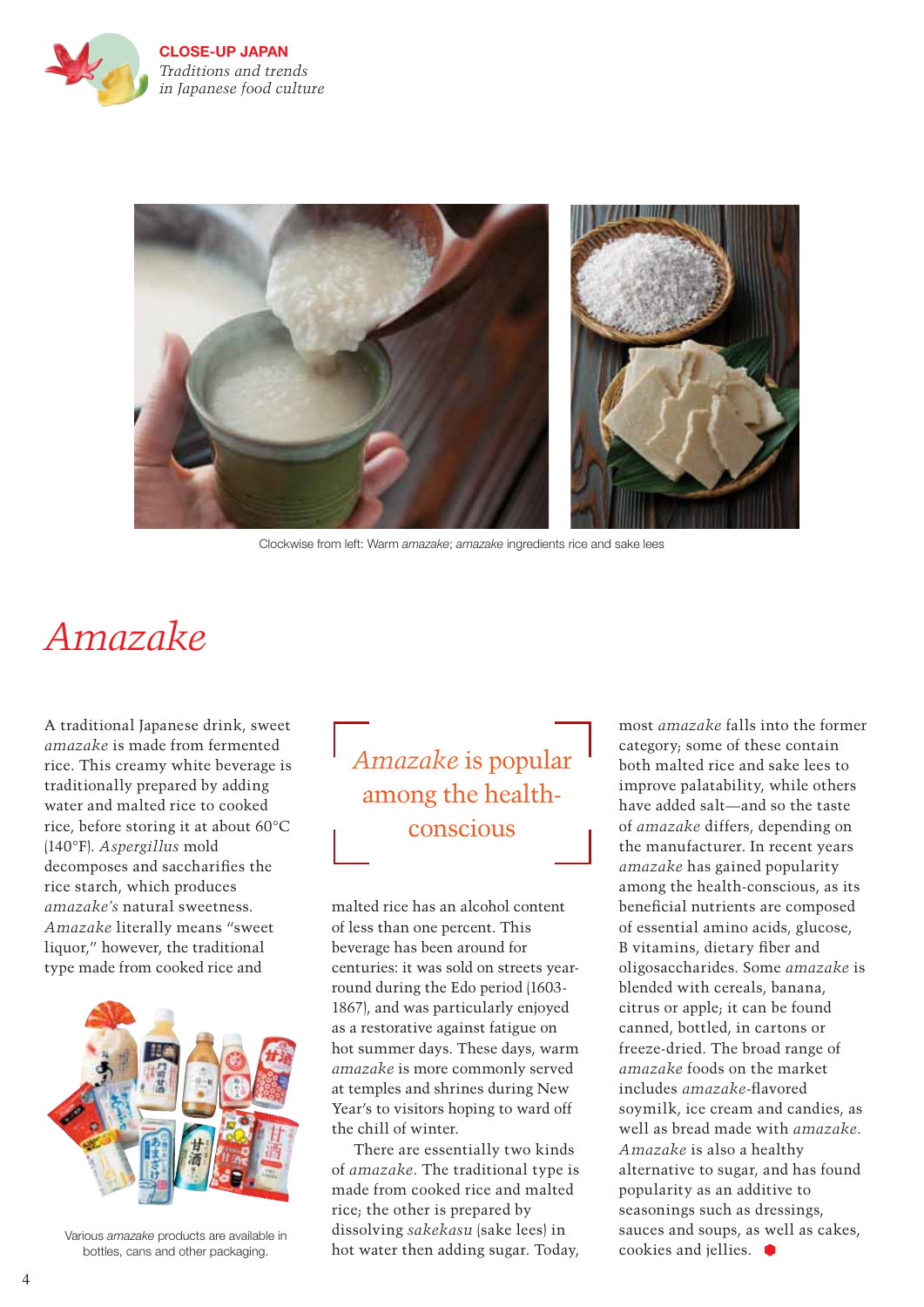Clockwise from left: Warm *amazake*; *amazake* ingredients rice and sake lees

# *Amazake*

A traditional Japanese drink, sweet *amazake* is made from fermented rice. This creamy white beverage is traditionally prepared by adding water and malted rice to cooked rice, before storing it at about 60°C (140°F). *Aspergillus* mold decomposes and saccharifies the rice starch, which produces *amazake's* natural sweetness. *Amazake* literally means "sweet liquor," however, the traditional type made from cooked rice and malted rice has an alcohol content of less than one percent. This beverage has been around for centuries: it was sold on streets year-round during the Edo period (1603-1867), and was particularly enjoyed as a restorative against fatigue on hot summer days. These days, warm *amazake* is more commonly served at temples and shrines during New Year's to visitors hoping to ward off the chill of winter.

Various *amazake* products are available in bottles, cans and other packaging.

> *Amazake* is popular among the health-conscious

There are essentially two kinds of *amazake*. The traditional type is made from cooked rice and malted rice; the other is prepared by dissolving *sakekasu* (sake lees) in hot water then adding sugar. Today, most *amazake* falls into the former category; some of these contain both malted rice and sake lees to improve palatability, while others have added salt—and so the taste of *amazake* differs, depending on the manufacturer. In recent years *amazake* has gained popularity among the health-conscious, as its beneficial nutrients are composed of essential amino acids, glucose, B vitamins, dietary fiber and oligosaccharides. Some *amazake* is blended with cereals, banana, citrus or apple; it can be found canned, bottled, in cartons or freeze-dried. The broad range of *amazake* foods on the market includes *amazake*-flavored soymilk, ice cream and candies, as well as bread made with *amazake*. *Amazake* is also a healthy alternative to sugar, and has found popularity as an additive to seasonings such as dressings, sauces and soups, as well as cakes, cookies and jellies.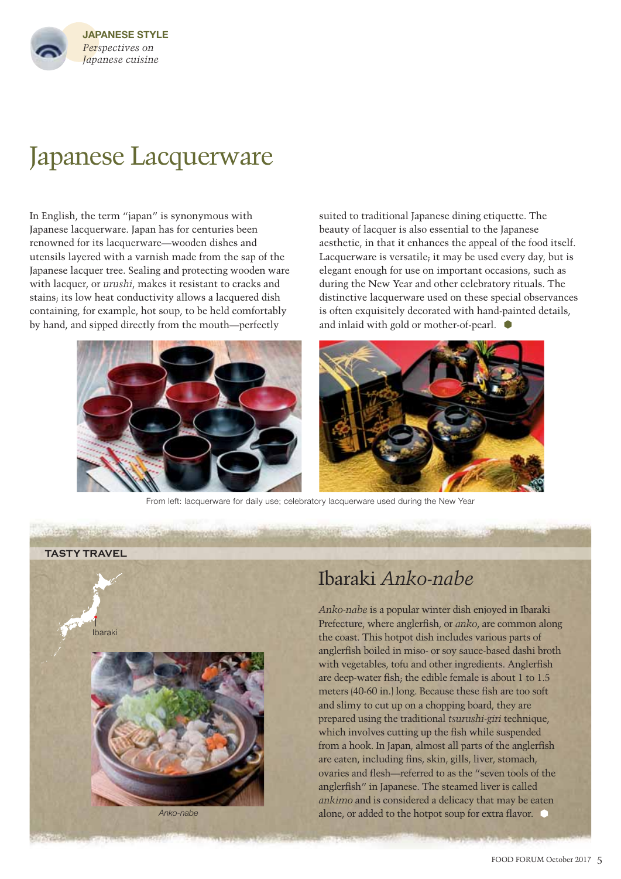JAPANESE STYLE
*Perspectives on Japanese cuisine*

# Japanese Lacquerware

In English, the term "japan" is synonymous with Japanese lacquerware. Japan has for centuries been renowned for its lacquerware—wooden dishes and utensils layered with a varnish made from the sap of the Japanese lacquer tree. Sealing and protecting wooden ware with lacquer, or *urushi*, makes it resistant to cracks and stains; its low heat conductivity allows a lacquered dish containing, for example, hot soup, to be held comfortably by hand, and sipped directly from the mouth—perfectly suited to traditional Japanese dining etiquette. The beauty of lacquer is also essential to the Japanese aesthetic, in that it enhances the appeal of the food itself. Lacquerware is versatile; it may be used every day, but is elegant enough for use on important occasions, such as during the New Year and other celebratory rituals. The distinctive lacquerware used on these special observances is often exquisitely decorated with hand-painted details, and inlaid with gold or mother-of-pearl.

From left: lacquerware for daily use; celebratory lacquerware used during the New Year

TASTY TRAVEL

## Ibaraki *Anko-nabe*

Ibaraki

*Anko-nabe*

*Anko-nabe* is a popular winter dish enjoyed in Ibaraki Prefecture, where anglerfish, or *anko*, are common along the coast. This hotpot dish includes various parts of anglerfish boiled in miso- or soy sauce-based dashi broth with vegetables, tofu and other ingredients. Anglerfish are deep-water fish; the edible female is about 1 to 1.5 meters (40-60 in.) long. Because these fish are too soft and slimy to cut up on a chopping board, they are prepared using the traditional *tsurushi-giri* technique, which involves cutting up the fish while suspended from a hook. In Japan, almost all parts of the anglerfish are eaten, including fins, skin, gills, liver, stomach, ovaries and flesh—referred to as the "seven tools of the anglerfish" in Japanese. The steamed liver is called *ankimo* and is considered a delicacy that may be eaten alone, or added to the hotpot soup for extra flavor.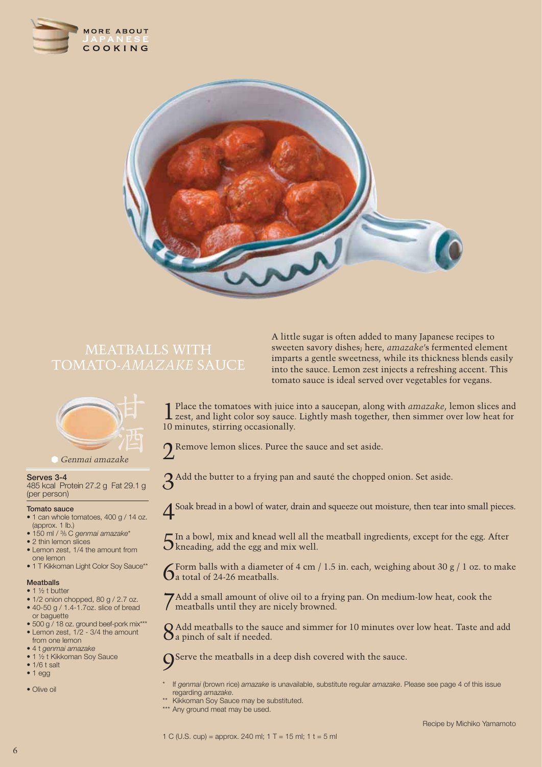# MEATBALLS WITH TOMATO-*AMAZAKE* SAUCE

A little sugar is often added to many Japanese recipes to sweeten savory dishes; here, *amazake*'s fermented element imparts a gentle sweetness, while its thickness blends easily into the sauce. Lemon zest injects a refreshing accent. This tomato sauce is ideal served over vegetables for vegans.

甘酒

*Genmai amazake*

**Serves 3-4**
485 kcal Protein 27.2 g Fat 29.1 g (per person)

**Tomato sauce**

- 1 can whole tomatoes, 400 g / 14 oz. (approx. 1 lb.)
- 150 ml / ⅗ C *genmai amazake**
- 2 thin lemon slices
- Lemon zest, 1/4 the amount from one lemon
- 1 T Kikkoman Light Color Soy Sauce**

**Meatballs**

- 1 ½ t butter
- 1/2 onion chopped, 80 g / 2.7 oz.
- 40-50 g / 1.4-1.7oz. slice of bread or baguette
- 500 g / 18 oz. ground beef-pork mix***
- Lemon zest, 1/2 - 3/4 the amount from one lemon
- 4 t *genmai amazake*
- 1 ½ t Kikkoman Soy Sauce
- 1/6 t salt
- 1 egg

- Olive oil

1. Place the tomatoes with juice into a saucepan, along with *amazake*, lemon slices and zest, and light color soy sauce. Lightly mash together, then simmer over low heat for 10 minutes, stirring occasionally.
2. Remove lemon slices. Puree the sauce and set aside.
3. Add the butter to a frying pan and sauté the chopped onion. Set aside.
4. Soak bread in a bowl of water, drain and squeeze out moisture, then tear into small pieces.
5. In a bowl, mix and knead well all the meatball ingredients, except for the egg. After kneading, add the egg and mix well.
6. Form balls with a diameter of 4 cm / 1.5 in. each, weighing about 30 g / 1 oz. to make a total of 24-26 meatballs.
7. Add a small amount of olive oil to a frying pan. On medium-low heat, cook the meatballs until they are nicely browned.
8. Add meatballs to the sauce and simmer for 10 minutes over low heat. Taste and add a pinch of salt if needed.
9. Serve the meatballs in a deep dish covered with the sauce.

\* If *genmai* (brown rice) *amazake* is unavailable, substitute regular *amazake*. Please see page 4 of this issue regarding *amazake*.
\*\* Kikkoman Soy Sauce may be substituted.
\*\*\* Any ground meat may be used.

Recipe by Michiko Yamamoto

1 C (U.S. cup) = approx. 240 ml; 1 T = 15 ml; 1 t = 5 ml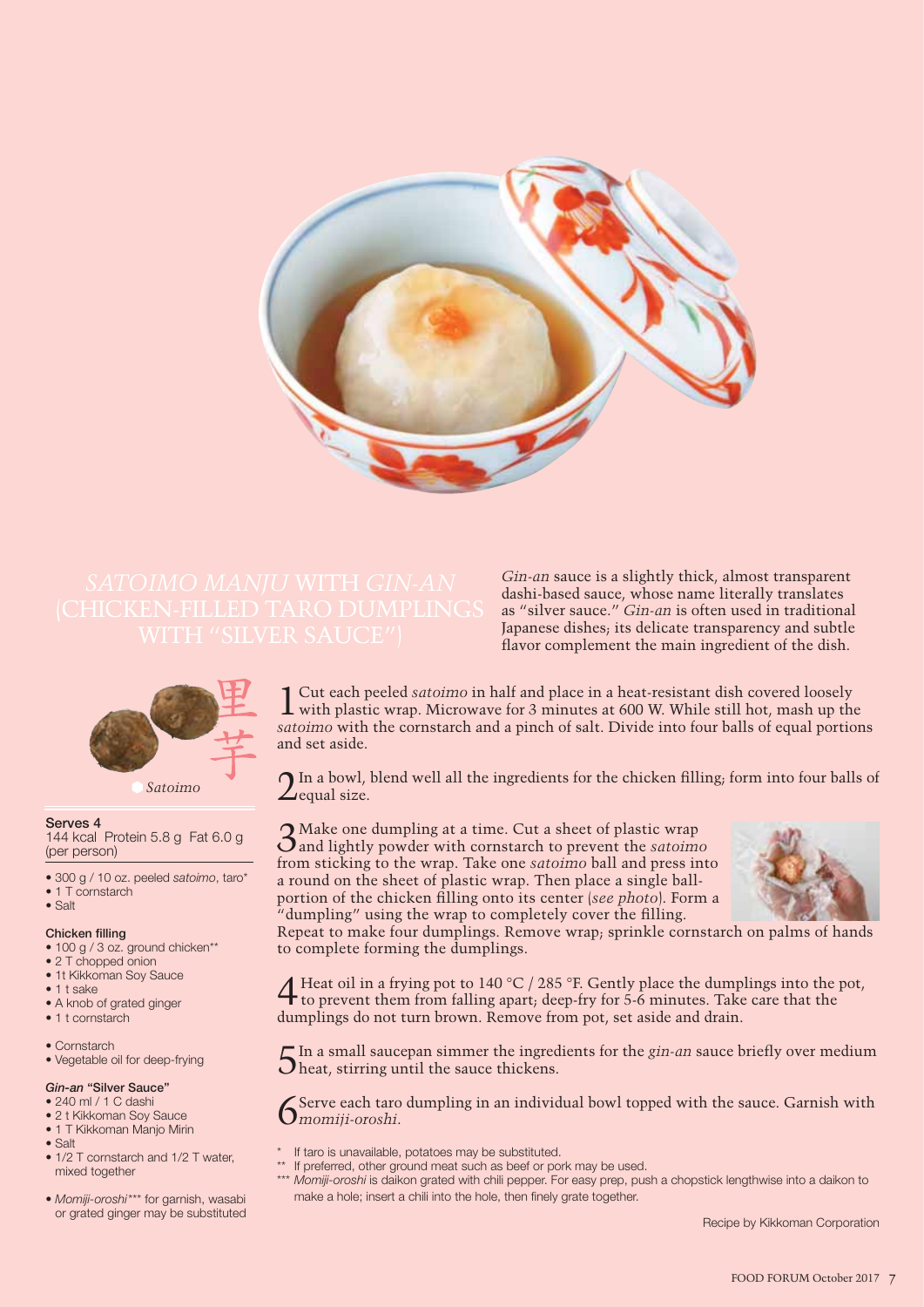# *SATOIMO MANJU* WITH *GIN-AN* (CHICKEN-FILLED TARO DUMPLINGS WITH "SILVER SAUCE")

*Gin-an* sauce is a slightly thick, almost transparent dashi-based sauce, whose name literally translates as "silver sauce." *Gin-an* is often used in traditional Japanese dishes; its delicate transparency and subtle flavor complement the main ingredient of the dish.

里芋

*Satoimo*

**Serves 4**
144 kcal Protein 5.8 g Fat 6.0 g (per person)

- 300 g / 10 oz. peeled *satoimo*, taro*
- 1 T cornstarch
- Salt

**Chicken filling**

- 100 g / 3 oz. ground chicken**
- 2 T chopped onion
- 1t Kikkoman Soy Sauce
- 1 t sake
- A knob of grated ginger
- 1 t cornstarch

- Cornstarch
- Vegetable oil for deep-frying

***Gin-an* "Silver Sauce"**

- 240 ml / 1 C dashi
- 2 t Kikkoman Soy Sauce
- 1 T Kikkoman Manjo Mirin
- Salt
- 1/2 T cornstarch and 1/2 T water, mixed together

- *Momiji-oroshi**** for garnish, wasabi or grated ginger may be substituted

1. Cut each peeled *satoimo* in half and place in a heat-resistant dish covered loosely with plastic wrap. Microwave for 3 minutes at 600 W. While still hot, mash up the *satoimo* with the cornstarch and a pinch of salt. Divide into four balls of equal portions and set aside.

2. In a bowl, blend well all the ingredients for the chicken filling; form into four balls of equal size.

3. Make one dumpling at a time. Cut a sheet of plastic wrap and lightly powder with cornstarch to prevent the *satoimo* from sticking to the wrap. Take one *satoimo* ball and press into a round on the sheet of plastic wrap. Then place a single ball-portion of the chicken filling onto its center (*see photo*). Form a "dumpling" using the wrap to completely cover the filling. Repeat to make four dumplings. Remove wrap; sprinkle cornstarch on palms of hands to complete forming the dumplings.

4. Heat oil in a frying pot to 140 °C / 285 °F. Gently place the dumplings into the pot, to prevent them from falling apart; deep-fry for 5-6 minutes. Take care that the dumplings do not turn brown. Remove from pot, set aside and drain.

5. In a small saucepan simmer the ingredients for the *gin-an* sauce briefly over medium heat, stirring until the sauce thickens.

6. Serve each taro dumpling in an individual bowl topped with the sauce. Garnish with *momiji-oroshi*.

\* If taro is unavailable, potatoes may be substituted.
\** If preferred, other ground meat such as beef or pork may be used.
\*** *Momiji-oroshi* is daikon grated with chili pepper. For easy prep, push a chopstick lengthwise into a daikon to make a hole; insert a chili into the hole, then finely grate together.

Recipe by Kikkoman Corporation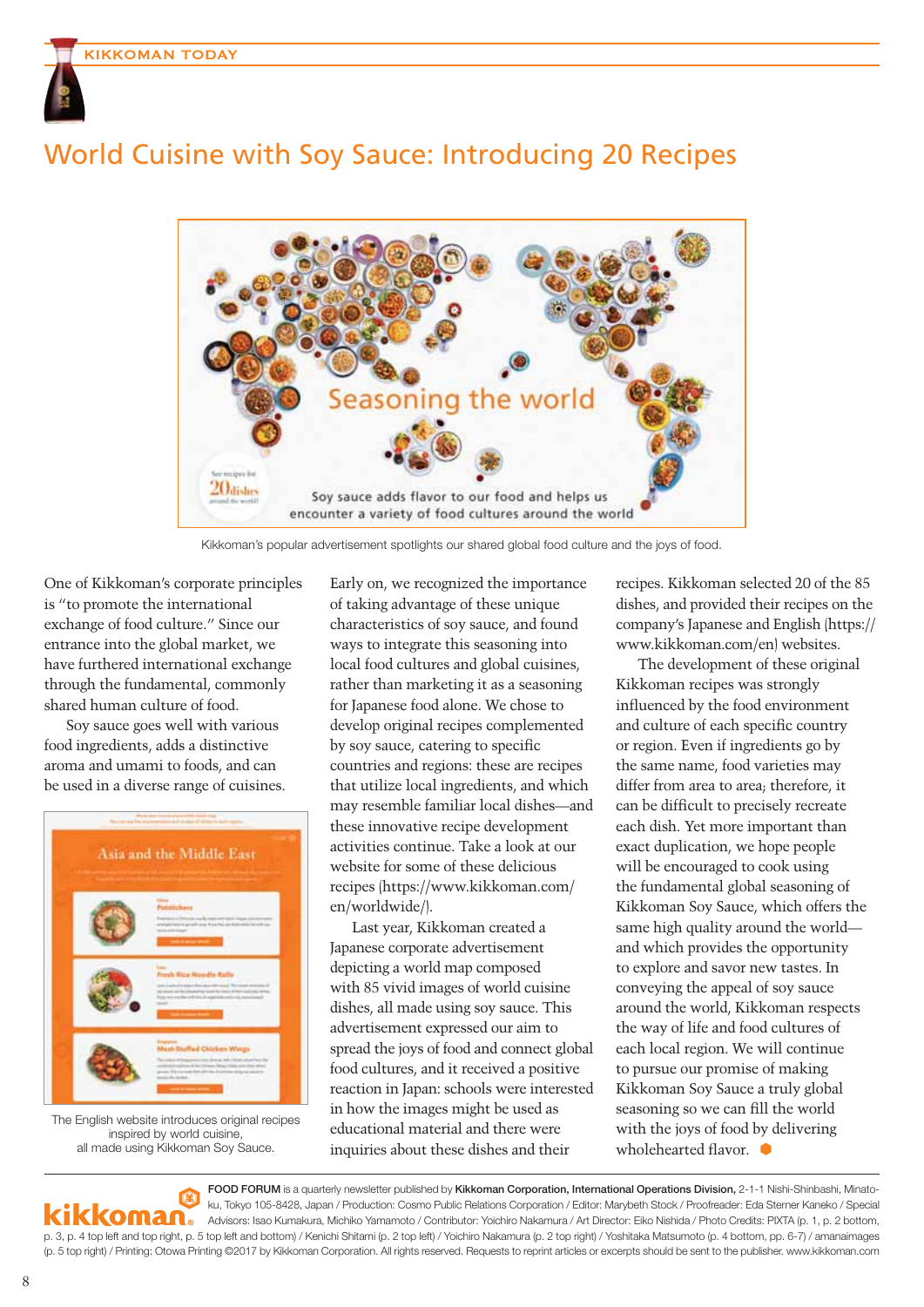KIKKOMAN TODAY

# World Cuisine with Soy Sauce: Introducing 20 Recipes

Kikkoman's popular advertisement spotlights our shared global food culture and the joys of food.

One of Kikkoman's corporate principles is "to promote the international exchange of food culture." Since our entrance into the global market, we have furthered international exchange through the fundamental, commonly shared human culture of food.

Soy sauce goes well with various food ingredients, adds a distinctive aroma and umami to foods, and can be used in a diverse range of cuisines.

The English website introduces original recipes inspired by world cuisine, all made using Kikkoman Soy Sauce.

Early on, we recognized the importance of taking advantage of these unique characteristics of soy sauce, and found ways to integrate this seasoning into local food cultures and global cuisines, rather than marketing it as a seasoning for Japanese food alone. We chose to develop original recipes complemented by soy sauce, catering to specific countries and regions: these are recipes that utilize local ingredients, and which may resemble familiar local dishes—and these innovative recipe development activities continue. Take a look at our website for some of these delicious recipes (https://www.kikkoman.com/en/worldwide/).

Last year, Kikkoman created a Japanese corporate advertisement depicting a world map composed with 85 vivid images of world cuisine dishes, all made using soy sauce. This advertisement expressed our aim to spread the joys of food and connect global food cultures, and it received a positive reaction in Japan: schools were interested in how the images might be used as educational material and there were inquiries about these dishes and their recipes. Kikkoman selected 20 of the 85 dishes, and provided their recipes on the company's Japanese and English (https://www.kikkoman.com/en) websites.

The development of these original Kikkoman recipes was strongly influenced by the food environment and culture of each specific country or region. Even if ingredients go by the same name, food varieties may differ from area to area; therefore, it can be difficult to precisely recreate each dish. Yet more important than exact duplication, we hope people will be encouraged to cook using the fundamental global seasoning of Kikkoman Soy Sauce, which offers the same high quality around the world—and which provides the opportunity to explore and savor new tastes. In conveying the appeal of soy sauce around the world, Kikkoman respects the way of life and food cultures of each local region. We will continue to pursue our promise of making Kikkoman Soy Sauce a truly global seasoning so we can fill the world with the joys of food by delivering wholehearted flavor.

**FOOD FORUM** is a quarterly newsletter published by **Kikkoman Corporation, International Operations Division,** 2-1-1 Nishi-Shinbashi, Minato-ku, Tokyo 105-8428, Japan / Production: Cosmo Public Relations Corporation / Editor: Marybeth Stock / Proofreader: Eda Sterner Kaneko / Special Advisors: Isao Kumakura, Michiko Yamamoto / Contributor: Yoichiro Nakamura / Art Director: Eiko Nishida / Photo Credits: PIXTA (p. 1, p. 2 bottom, p. 3, p. 4 top left and top right, p. 5 top left and bottom) / Kenichi Shitami (p. 2 top left) / Yoichiro Nakamura (p. 2 top right) / Yoshitaka Matsumoto (p. 4 bottom, pp. 6-7) / amanaimages (p. 5 top right) / Printing: Otowa Printing ©2017 by Kikkoman Corporation. All rights reserved. Requests to reprint articles or excerpts should be sent to the publisher. www.kikkoman.com